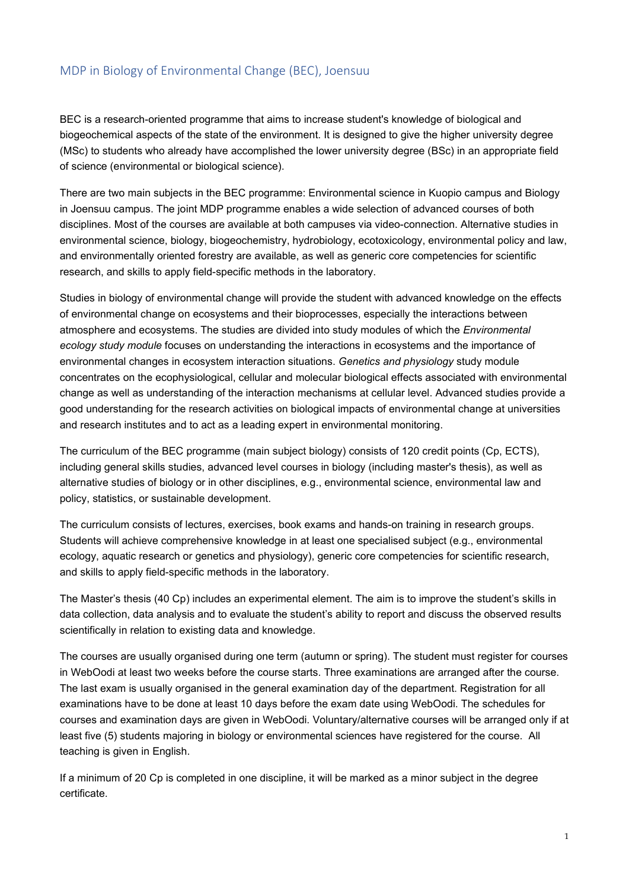## MDP in Biology of Environmental Change (BEC), Joensuu

BEC is a research-oriented programme that aims to increase student's knowledge of biological and biogeochemical aspects of the state of the environment. It is designed to give the higher university degree (MSc) to students who already have accomplished the lower university degree (BSc) in an appropriate field of science (environmental or biological science).

There are two main subjects in the BEC programme: Environmental science in Kuopio campus and Biology in Joensuu campus. The joint MDP programme enables a wide selection of advanced courses of both disciplines. Most of the courses are available at both campuses via video-connection. Alternative studies in environmental science, biology, biogeochemistry, hydrobiology, ecotoxicology, environmental policy and law, and environmentally oriented forestry are available, as well as generic core competencies for scientific research, and skills to apply field-specific methods in the laboratory.

Studies in biology of environmental change will provide the student with advanced knowledge on the effects of environmental change on ecosystems and their bioprocesses, especially the interactions between atmosphere and ecosystems. The studies are divided into study modules of which the *Environmental ecology study module* focuses on understanding the interactions in ecosystems and the importance of environmental changes in ecosystem interaction situations. *Genetics and physiology* study module concentrates on the ecophysiological, cellular and molecular biological effects associated with environmental change as well as understanding of the interaction mechanisms at cellular level. Advanced studies provide a good understanding for the research activities on biological impacts of environmental change at universities and research institutes and to act as a leading expert in environmental monitoring.

The curriculum of the BEC programme (main subject biology) consists of 120 credit points (Cp, ECTS), including general skills studies, advanced level courses in biology (including master's thesis), as well as alternative studies of biology or in other disciplines, e.g., environmental science, environmental law and policy, statistics, or sustainable development.

The curriculum consists of lectures, exercises, book exams and hands-on training in research groups. Students will achieve comprehensive knowledge in at least one specialised subject (e.g., environmental ecology, aquatic research or genetics and physiology), generic core competencies for scientific research, and skills to apply field-specific methods in the laboratory.

The Master's thesis (40 Cp) includes an experimental element. The aim is to improve the student's skills in data collection, data analysis and to evaluate the student's ability to report and discuss the observed results scientifically in relation to existing data and knowledge.

The courses are usually organised during one term (autumn or spring). The student must register for courses in WebOodi at least two weeks before the course starts. Three examinations are arranged after the course. The last exam is usually organised in the general examination day of the department. Registration for all examinations have to be done at least 10 days before the exam date using WebOodi. The schedules for courses and examination days are given in WebOodi. Voluntary/alternative courses will be arranged only if at least five (5) students majoring in biology or environmental sciences have registered for the course. All teaching is given in English.

If a minimum of 20 Cp is completed in one discipline, it will be marked as a minor subject in the degree certificate.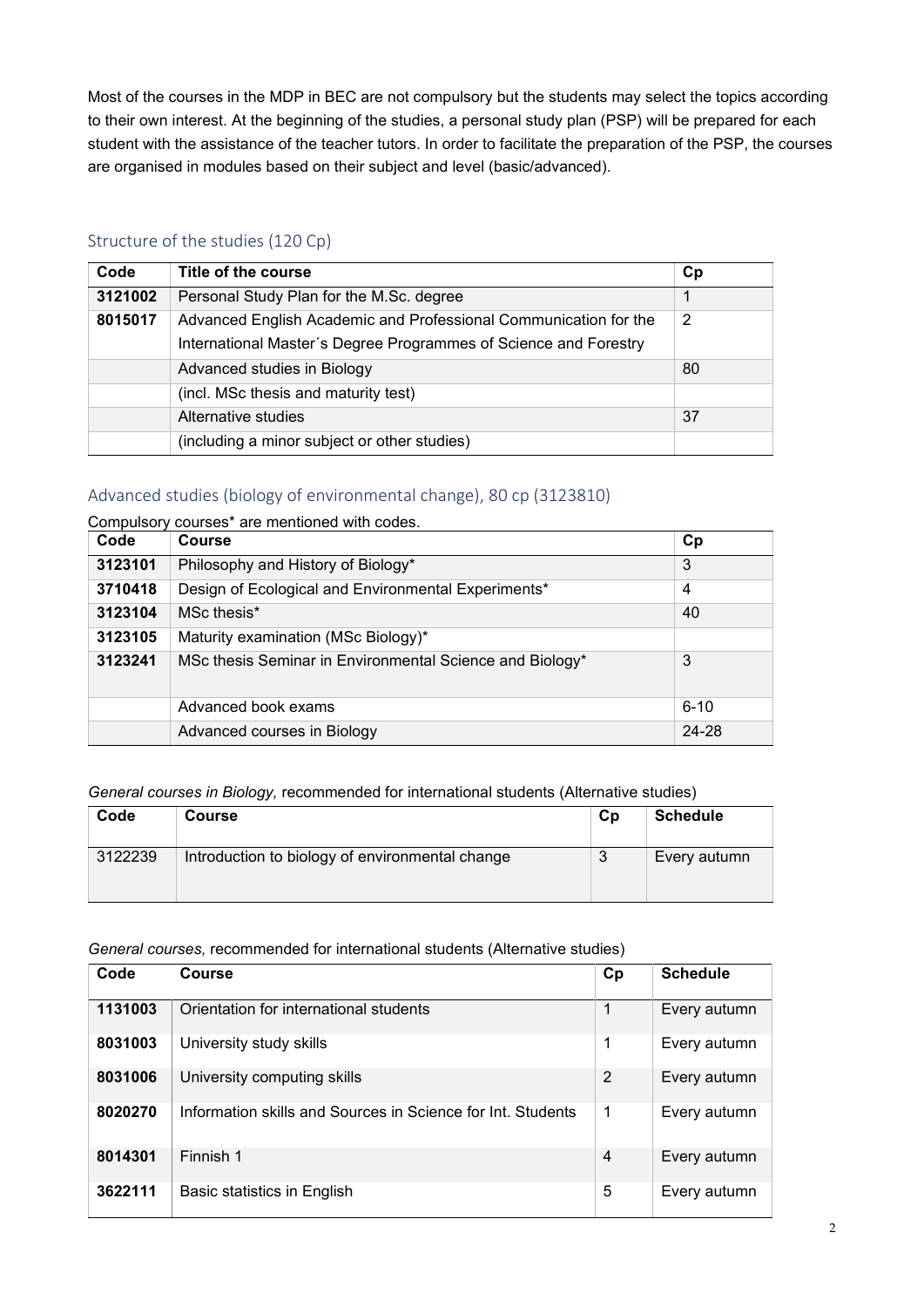Most of the courses in the MDP in BEC are not compulsory but the students may select the topics according to their own interest. At the beginning of the studies, a personal study plan (PSP) will be prepared for each student with the assistance of the teacher tutors. In order to facilitate the preparation of the PSP, the courses are organised in modules based on their subject and level (basic/advanced).

## Structure of the studies (120 Cp)

| Code | Title of the course | Cp |
|---|---|---|
| **3121002** | Personal Study Plan for the M.Sc. degree | 1 |
| **8015017** | Advanced English Academic and Professional Communication for the International Master´s Degree Programmes of Science and Forestry | 2 |
| | Advanced studies in Biology | 80 |
| | (incl. MSc thesis and maturity test) | |
| | Alternative studies | 37 |
| | (including a minor subject or other studies) | |

## Advanced studies (biology of environmental change), 80 cp (3123810)

Compulsory courses* are mentioned with codes.

| Code | Course | Cp |
|---|---|---|
| **3123101** | Philosophy and History of Biology* | 3 |
| **3710418** | Design of Ecological and Environmental Experiments* | 4 |
| **3123104** | MSc thesis* | 40 |
| **3123105** | Maturity examination (MSc Biology)* | |
| **3123241** | MSc thesis Seminar in Environmental Science and Biology* | 3 |
| | Advanced book exams | 6-10 |
| | Advanced courses in Biology | 24-28 |

*General courses in Biology,* recommended for international students (Alternative studies)

| Code | Course | Cp | Schedule |
|---|---|---|---|
| 3122239 | Introduction to biology of environmental change | 3 | Every autumn |

*General courses,* recommended for international students (Alternative studies)

| Code | Course | Cp | Schedule |
|---|---|---|---|
| **1131003** | Orientation for international students | 1 | Every autumn |
| **8031003** | University study skills | 1 | Every autumn |
| **8031006** | University computing skills | 2 | Every autumn |
| **8020270** | Information skills and Sources in Science for Int. Students | 1 | Every autumn |
| **8014301** | Finnish 1 | 4 | Every autumn |
| **3622111** | Basic statistics in English | 5 | Every autumn |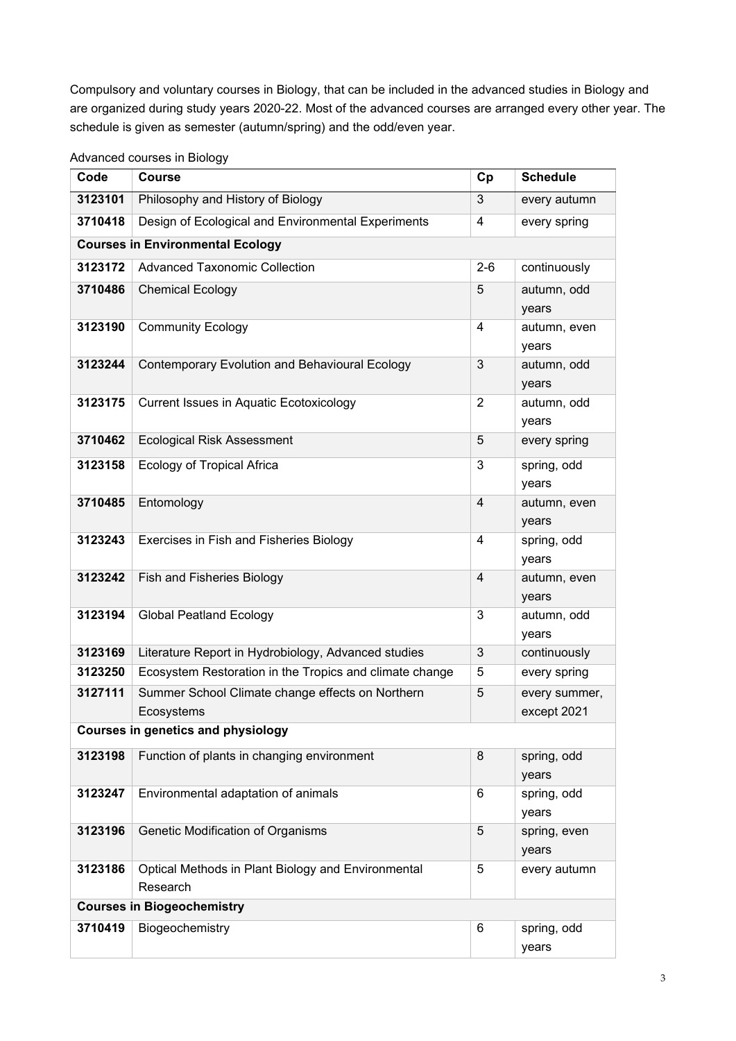Compulsory and voluntary courses in Biology, that can be included in the advanced studies in Biology and are organized during study years 2020-22. Most of the advanced courses are arranged every other year. The schedule is given as semester (autumn/spring) and the odd/even year.

Advanced courses in Biology

| Code | Course | Cp | Schedule |
|---|---|---|---|
| **3123101** | Philosophy and History of Biology | 3 | every autumn |
| **3710418** | Design of Ecological and Environmental Experiments | 4 | every spring |
| **Courses in Environmental Ecology** | | | |
| **3123172** | Advanced Taxonomic Collection | 2-6 | continuously |
| **3710486** | Chemical Ecology | 5 | autumn, odd years |
| **3123190** | Community Ecology | 4 | autumn, even years |
| **3123244** | Contemporary Evolution and Behavioural Ecology | 3 | autumn, odd years |
| **3123175** | Current Issues in Aquatic Ecotoxicology | 2 | autumn, odd years |
| **3710462** | Ecological Risk Assessment | 5 | every spring |
| **3123158** | Ecology of Tropical Africa | 3 | spring, odd years |
| **3710485** | Entomology | 4 | autumn, even years |
| **3123243** | Exercises in Fish and Fisheries Biology | 4 | spring, odd years |
| **3123242** | Fish and Fisheries Biology | 4 | autumn, even years |
| **3123194** | Global Peatland Ecology | 3 | autumn, odd years |
| **3123169** | Literature Report in Hydrobiology, Advanced studies | 3 | continuously |
| **3123250** | Ecosystem Restoration in the Tropics and climate change | 5 | every spring |
| **3127111** | Summer School Climate change effects on Northern Ecosystems | 5 | every summer, except 2021 |
| **Courses in genetics and physiology** | | | |
| **3123198** | Function of plants in changing environment | 8 | spring, odd years |
| **3123247** | Environmental adaptation of animals | 6 | spring, odd years |
| **3123196** | Genetic Modification of Organisms | 5 | spring, even years |
| **3123186** | Optical Methods in Plant Biology and Environmental Research | 5 | every autumn |
| **Courses in Biogeochemistry** | | | |
| **3710419** | Biogeochemistry | 6 | spring, odd years |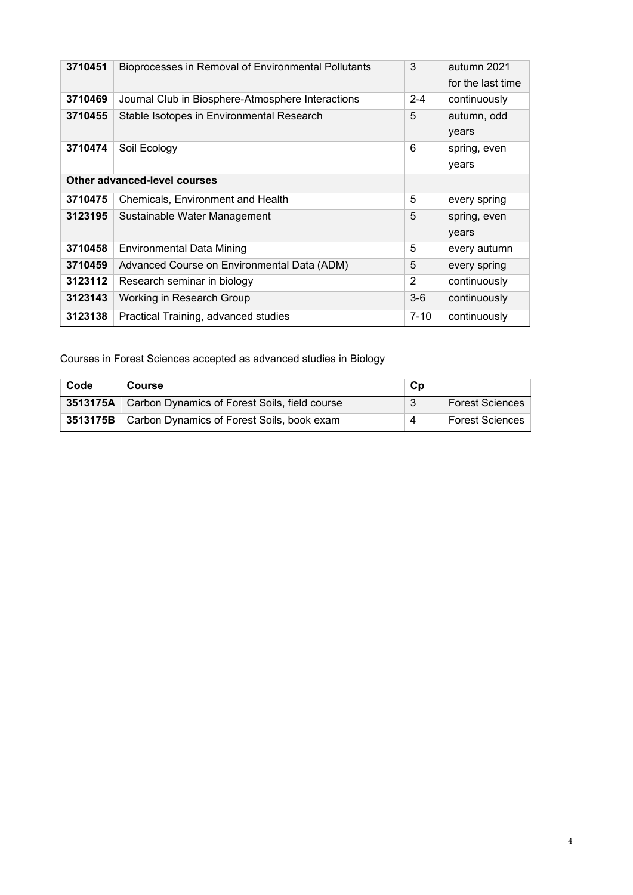| | | | |
|---|---|---|---|
| **3710451** | Bioprocesses in Removal of Environmental Pollutants | 3 | autumn 2021 for the last time |
| **3710469** | Journal Club in Biosphere-Atmosphere Interactions | 2-4 | continuously |
| **3710455** | Stable Isotopes in Environmental Research | 5 | autumn, odd years |
| **3710474** | Soil Ecology | 6 | spring, even years |
| **Other advanced-level courses** | | | |
| **3710475** | Chemicals, Environment and Health | 5 | every spring |
| **3123195** | Sustainable Water Management | 5 | spring, even years |
| **3710458** | Environmental Data Mining | 5 | every autumn |
| **3710459** | Advanced Course on Environmental Data (ADM) | 5 | every spring |
| **3123112** | Research seminar in biology | 2 | continuously |
| **3123143** | Working in Research Group | 3-6 | continuously |
| **3123138** | Practical Training, advanced studies | 7-10 | continuously |

Courses in Forest Sciences accepted as advanced studies in Biology

| Code | Course | Cp | |
|---|---|---|---|
| **3513175A** | Carbon Dynamics of Forest Soils, field course | 3 | Forest Sciences |
| **3513175B** | Carbon Dynamics of Forest Soils, book exam | 4 | Forest Sciences |